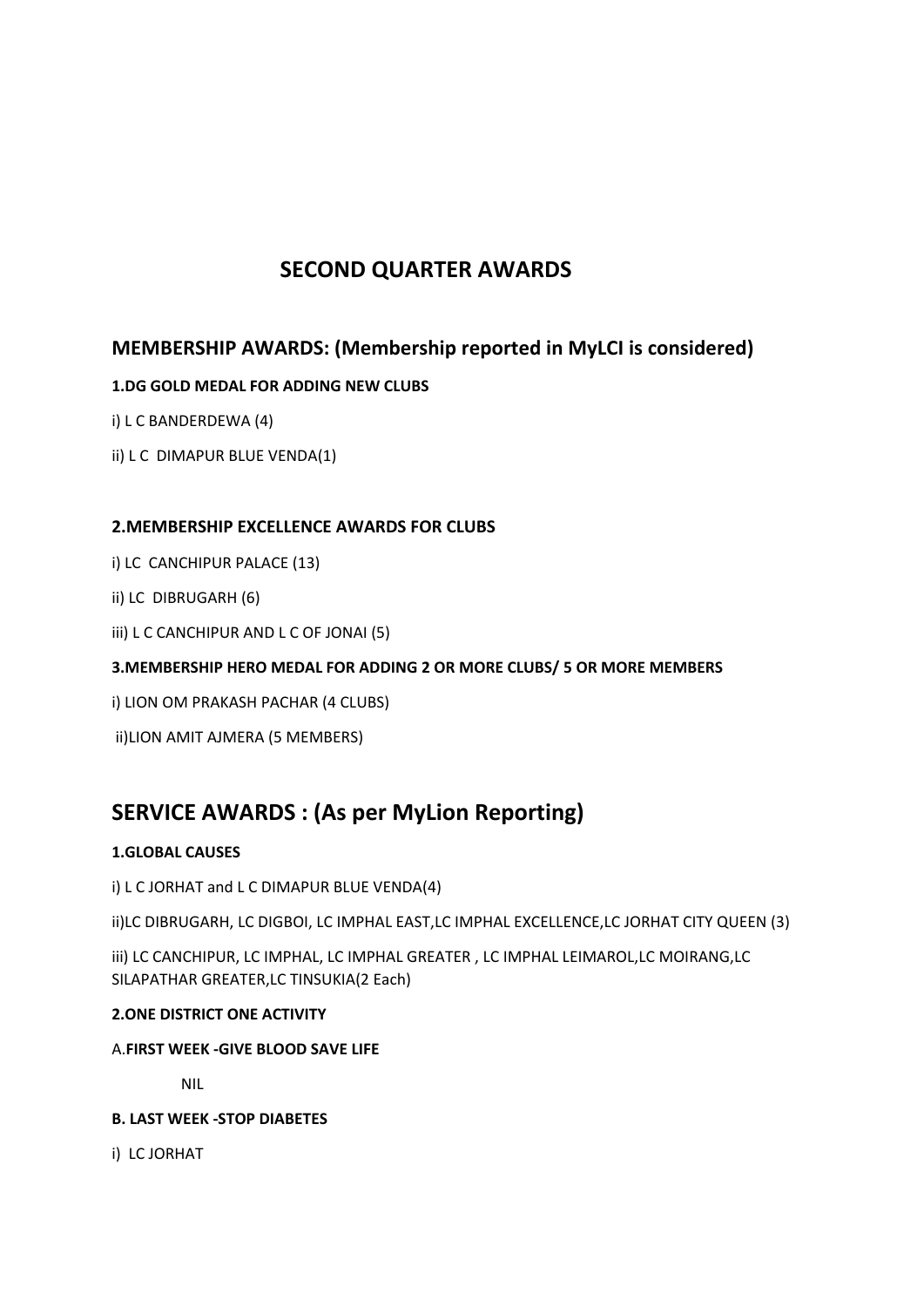# SECOND QUARTER AWARDS

## MEMBERSHIP AWARDS: (Membership reported in MyLCI is considered)

**1.DG GOLD MEDAL FOR ADDING NEW CLUBS**

i) L C BANDERDEWA (4)

ii) L C DIMAPUR BLUE VENDA(1)

**2.MEMBERSHIP EXCELLENCE AWARDS FOR CLUBS**

i) LC CANCHIPUR PALACE (13)

ii) LC DIBRUGARH (6)

iii) L C CANCHIPUR AND L C OF JONAI (5)

**3.MEMBERSHIP HERO MEDAL FOR ADDING 2 OR MORE CLUBS/ 5 OR MORE MEMBERS**

i) LION OM PRAKASH PACHAR (4 CLUBS)

ii)LION AMIT AJMERA (5 MEMBERS)

## SERVICE AWARDS : (As per MyLion Reporting)

**1.GLOBAL CAUSES**

i) L C JORHAT and L C DIMAPUR BLUE VENDA(4)

ii)LC DIBRUGARH, LC DIGBOI, LC IMPHAL EAST,LC IMPHAL EXCELLENCE,LC JORHAT CITY QUEEN (3)

iii) LC CANCHIPUR, LC IMPHAL, LC IMPHAL GREATER , LC IMPHAL LEIMAROL,LC MOIRANG,LC SILAPATHAR GREATER,LC TINSUKIA(2 Each)

**2.ONE DISTRICT ONE ACTIVITY**

A.**FIRST WEEK -GIVE BLOOD SAVE LIFE**

NIL

**B. LAST WEEK -STOP DIABETES**

i) LC JORHAT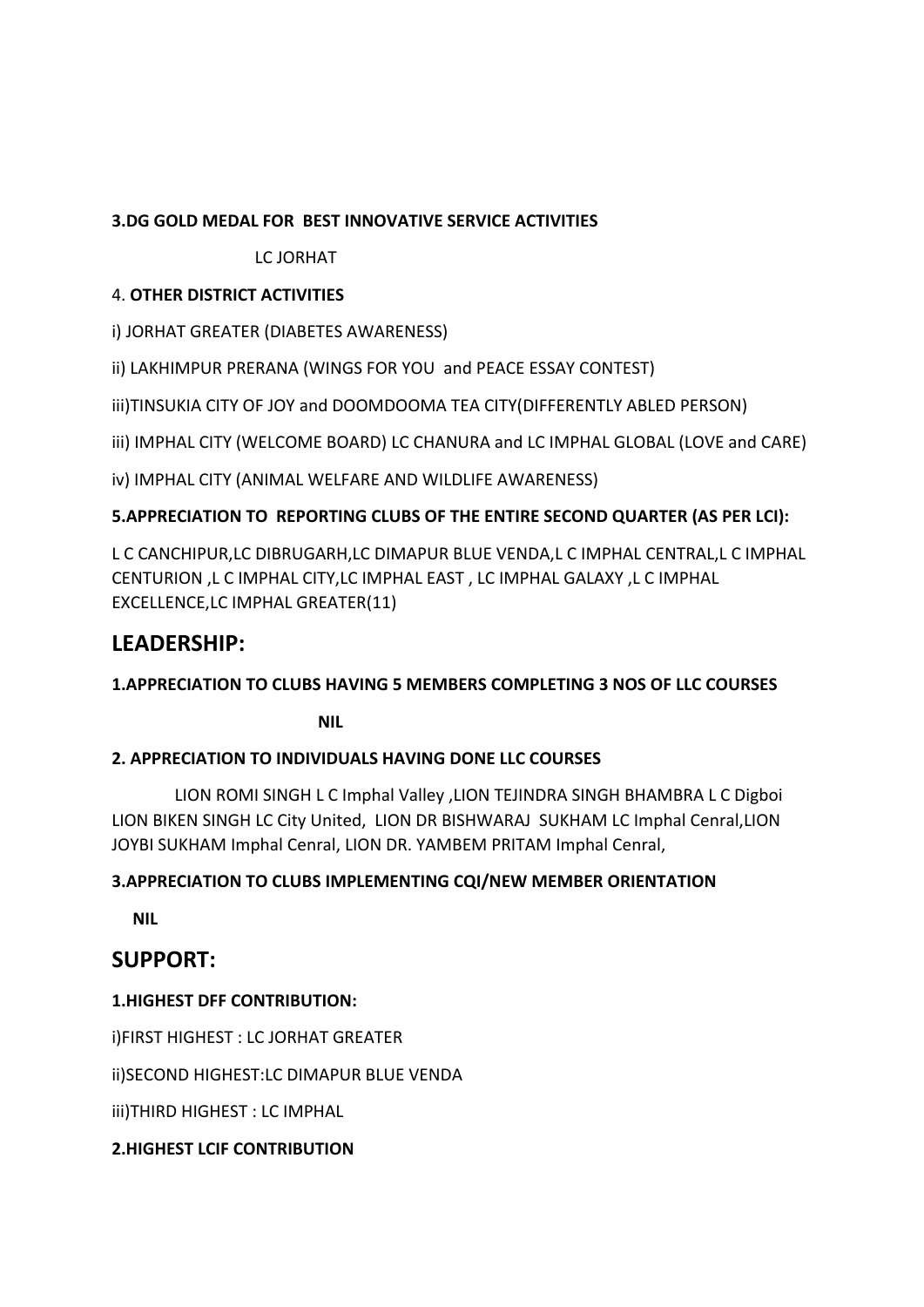**3.DG GOLD MEDAL FOR BEST INNOVATIVE SERVICE ACTIVITIES**

LC JORHAT

4. **OTHER DISTRICT ACTIVITIES**

i) JORHAT GREATER (DIABETES AWARENESS)

ii) LAKHIMPUR PRERANA (WINGS FOR YOU and PEACE ESSAY CONTEST)

iii)TINSUKIA CITY OF JOY and DOOMDOOMA TEA CITY(DIFFERENTLY ABLED PERSON)

iii) IMPHAL CITY (WELCOME BOARD) LC CHANURA and LC IMPHAL GLOBAL (LOVE and CARE)

iv) IMPHAL CITY (ANIMAL WELFARE AND WILDLIFE AWARENESS)

**5.APPRECIATION TO REPORTING CLUBS OF THE ENTIRE SECOND QUARTER (AS PER LCI):**

L C CANCHIPUR,LC DIBRUGARH,LC DIMAPUR BLUE VENDA,L C IMPHAL CENTRAL,L C IMPHAL CENTURION ,L C IMPHAL CITY,LC IMPHAL EAST , LC IMPHAL GALAXY ,L C IMPHAL EXCELLENCE,LC IMPHAL GREATER(11)

## LEADERSHIP:

**1.APPRECIATION TO CLUBS HAVING 5 MEMBERS COMPLETING 3 NOS OF LLC COURSES**

**NIL**

**2. APPRECIATION TO INDIVIDUALS HAVING DONE LLC COURSES**

LION ROMI SINGH L C Imphal Valley ,LION TEJINDRA SINGH BHAMBRA L C Digboi LION BIKEN SINGH LC City United, LION DR BISHWARAJ SUKHAM LC Imphal Cenral,LION JOYBI SUKHAM Imphal Cenral, LION DR. YAMBEM PRITAM Imphal Cenral,

**3.APPRECIATION TO CLUBS IMPLEMENTING CQI/NEW MEMBER ORIENTATION**

**NIL**

## SUPPORT:

**1.HIGHEST DFF CONTRIBUTION:**

i)FIRST HIGHEST : LC JORHAT GREATER

ii)SECOND HIGHEST:LC DIMAPUR BLUE VENDA

iii)THIRD HIGHEST : LC IMPHAL

**2.HIGHEST LCIF CONTRIBUTION**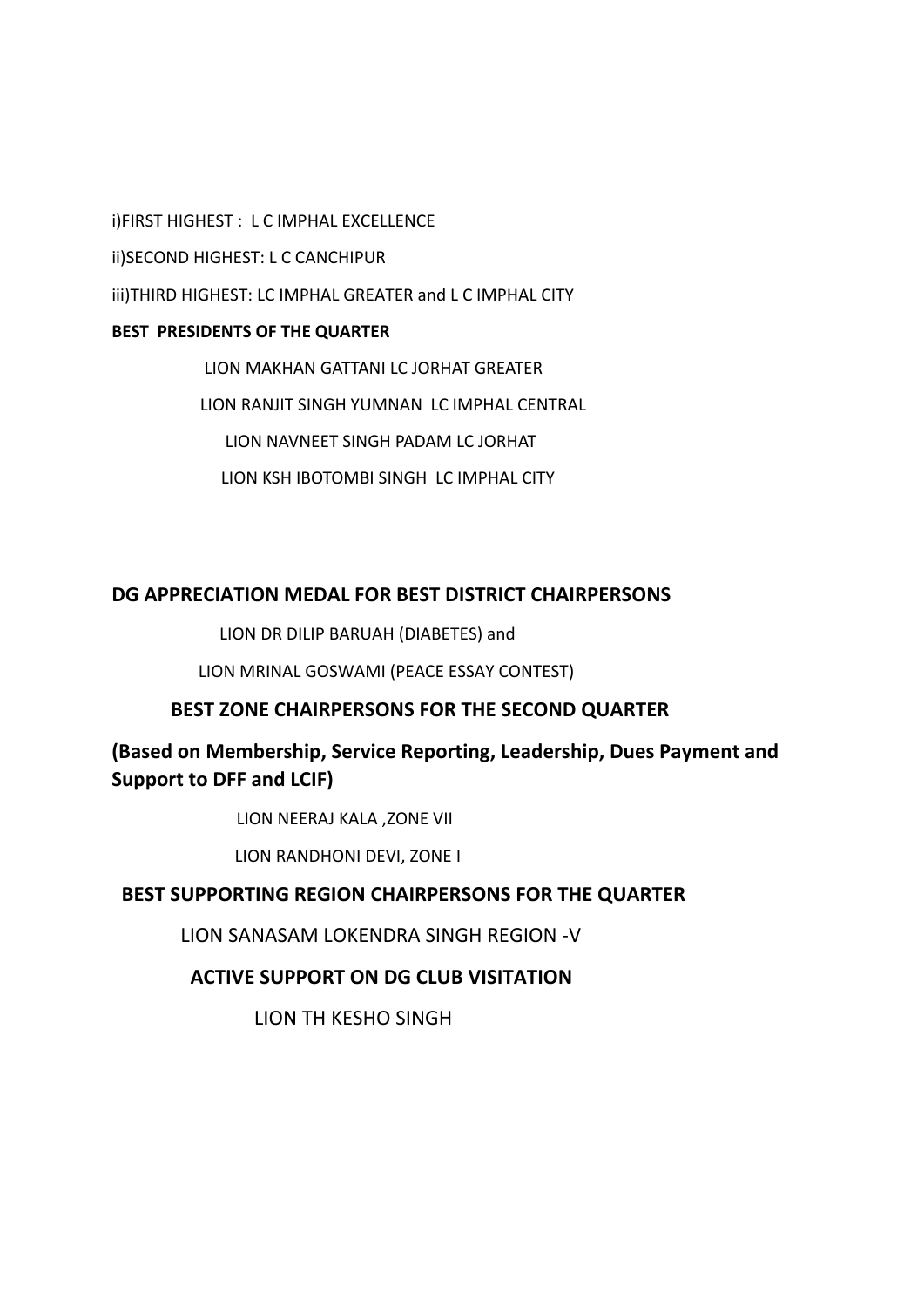i)FIRST HIGHEST : L C IMPHAL EXCELLENCE

ii)SECOND HIGHEST: L C CANCHIPUR

iii)THIRD HIGHEST: LC IMPHAL GREATER and L C IMPHAL CITY

**BEST PRESIDENTS OF THE QUARTER**

LION MAKHAN GATTANI LC JORHAT GREATER

LION RANJIT SINGH YUMNAN LC IMPHAL CENTRAL

LION NAVNEET SINGH PADAM LC JORHAT

LION KSH IBOTOMBI SINGH LC IMPHAL CITY

## DG APPRECIATION MEDAL FOR BEST DISTRICT CHAIRPERSONS

LION DR DILIP BARUAH (DIABETES) and

LION MRINAL GOSWAMI (PEACE ESSAY CONTEST)

## BEST ZONE CHAIRPERSONS FOR THE SECOND QUARTER

**(Based on Membership, Service Reporting, Leadership, Dues Payment and Support to DFF and LCIF)**

LION NEERAJ KALA ,ZONE VII

LION RANDHONI DEVI, ZONE I

## BEST SUPPORTING REGION CHAIRPERSONS FOR THE QUARTER

LION SANASAM LOKENDRA SINGH REGION -V

## ACTIVE SUPPORT ON DG CLUB VISITATION

LION TH KESHO SINGH